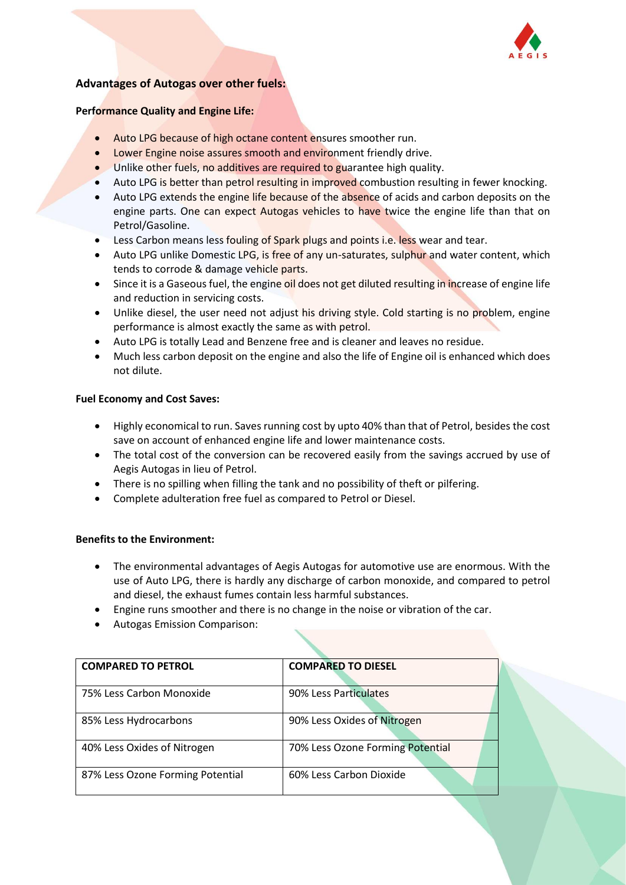## Advantages of Autogas over other fuels:

**Performance Quality and Engine Life:**

- Auto LPG because of high octane content ensures smoother run.
- Lower Engine noise assures smooth and environment friendly drive.
- Unlike other fuels, no additives are required to guarantee high quality.
- Auto LPG is better than petrol resulting in improved combustion resulting in fewer knocking.
- Auto LPG extends the engine life because of the absence of acids and carbon deposits on the engine parts. One can expect Autogas vehicles to have twice the engine life than that on Petrol/Gasoline.
- Less Carbon means less fouling of Spark plugs and points i.e. less wear and tear.
- Auto LPG unlike Domestic LPG, is free of any un-saturates, sulphur and water content, which tends to corrode & damage vehicle parts.
- Since it is a Gaseous fuel, the engine oil does not get diluted resulting in increase of engine life and reduction in servicing costs.
- Unlike diesel, the user need not adjust his driving style. Cold starting is no problem, engine performance is almost exactly the same as with petrol.
- Auto LPG is totally Lead and Benzene free and is cleaner and leaves no residue.
- Much less carbon deposit on the engine and also the life of Engine oil is enhanced which does not dilute.

**Fuel Economy and Cost Saves:**

- Highly economical to run. Saves running cost by upto 40% than that of Petrol, besides the cost save on account of enhanced engine life and lower maintenance costs.
- The total cost of the conversion can be recovered easily from the savings accrued by use of Aegis Autogas in lieu of Petrol.
- There is no spilling when filling the tank and no possibility of theft or pilfering.
- Complete adulteration free fuel as compared to Petrol or Diesel.

**Benefits to the Environment:**

- The environmental advantages of Aegis Autogas for automotive use are enormous. With the use of Auto LPG, there is hardly any discharge of carbon monoxide, and compared to petrol and diesel, the exhaust fumes contain less harmful substances.
- Engine runs smoother and there is no change in the noise or vibration of the car.
- Autogas Emission Comparison:

| COMPARED TO PETROL | COMPARED TO DIESEL |
|---|---|
| 75% Less Carbon Monoxide | 90% Less Particulates |
| 85% Less Hydrocarbons | 90% Less Oxides of Nitrogen |
| 40% Less Oxides of Nitrogen | 70% Less Ozone Forming Potential |
| 87% Less Ozone Forming Potential | 60% Less Carbon Dioxide |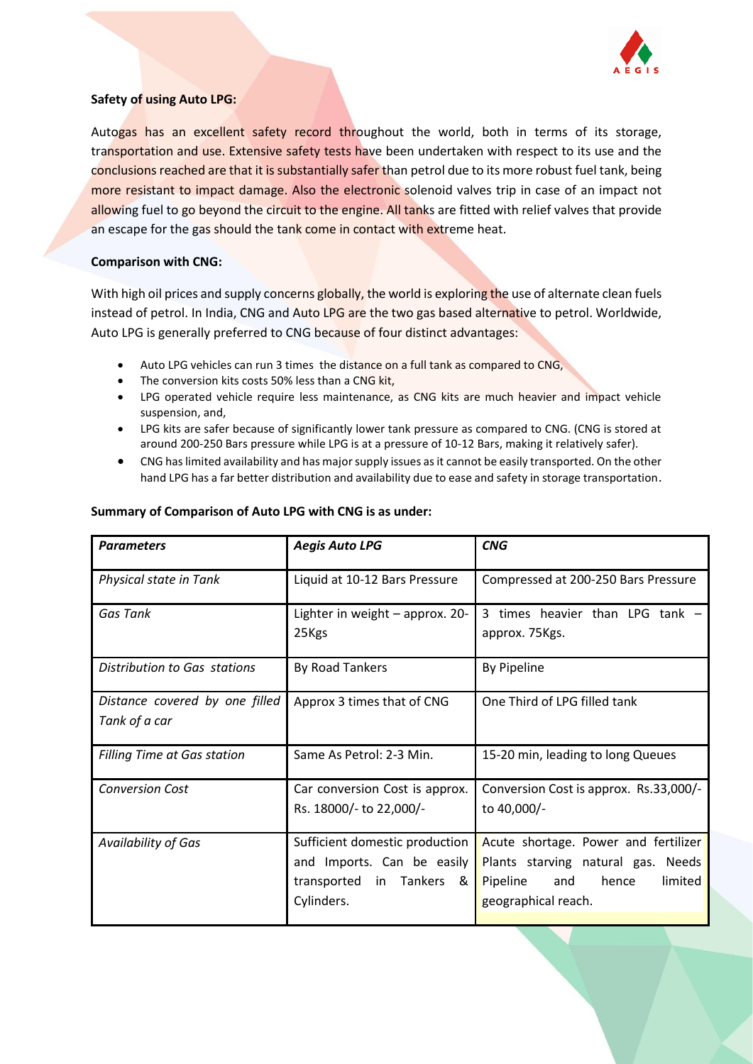**Safety of using Auto LPG:**

Autogas has an excellent safety record throughout the world, both in terms of its storage, transportation and use. Extensive safety tests have been undertaken with respect to its use and the conclusions reached are that it is substantially safer than petrol due to its more robust fuel tank, being more resistant to impact damage. Also the electronic solenoid valves trip in case of an impact not allowing fuel to go beyond the circuit to the engine. All tanks are fitted with relief valves that provide an escape for the gas should the tank come in contact with extreme heat.

**Comparison with CNG:**

With high oil prices and supply concerns globally, the world is exploring the use of alternate clean fuels instead of petrol. In India, CNG and Auto LPG are the two gas based alternative to petrol. Worldwide, Auto LPG is generally preferred to CNG because of four distinct advantages:

- Auto LPG vehicles can run 3 times the distance on a full tank as compared to CNG,
- The conversion kits costs 50% less than a CNG kit,
- LPG operated vehicle require less maintenance, as CNG kits are much heavier and impact vehicle suspension, and,
- LPG kits are safer because of significantly lower tank pressure as compared to CNG. (CNG is stored at around 200-250 Bars pressure while LPG is at a pressure of 10-12 Bars, making it relatively safer).
- CNG has limited availability and has major supply issues as it cannot be easily transported. On the other hand LPG has a far better distribution and availability due to ease and safety in storage transportation.

**Summary of Comparison of Auto LPG with CNG is as under:**

| ***Parameters*** | ***Aegis Auto LPG*** | ***CNG*** |
|---|---|---|
| *Physical state in Tank* | Liquid at 10-12 Bars Pressure | Compressed at 200-250 Bars Pressure |
| *Gas Tank* | Lighter in weight – approx. 20-25Kgs | 3 times heavier than LPG tank – approx. 75Kgs. |
| *Distribution to Gas stations* | By Road Tankers | By Pipeline |
| *Distance covered by one filled Tank of a car* | Approx 3 times that of CNG | One Third of LPG filled tank |
| *Filling Time at Gas station* | Same As Petrol: 2-3 Min. | 15-20 min, leading to long Queues |
| *Conversion Cost* | Car conversion Cost is approx. Rs. 18000/- to 22,000/- | Conversion Cost is approx. Rs.33,000/- to 40,000/- |
| *Availability of Gas* | Sufficient domestic production and Imports. Can be easily transported in Tankers & Cylinders. | Acute shortage. Power and fertilizer Plants starving natural gas. Needs Pipeline and hence limited geographical reach. |